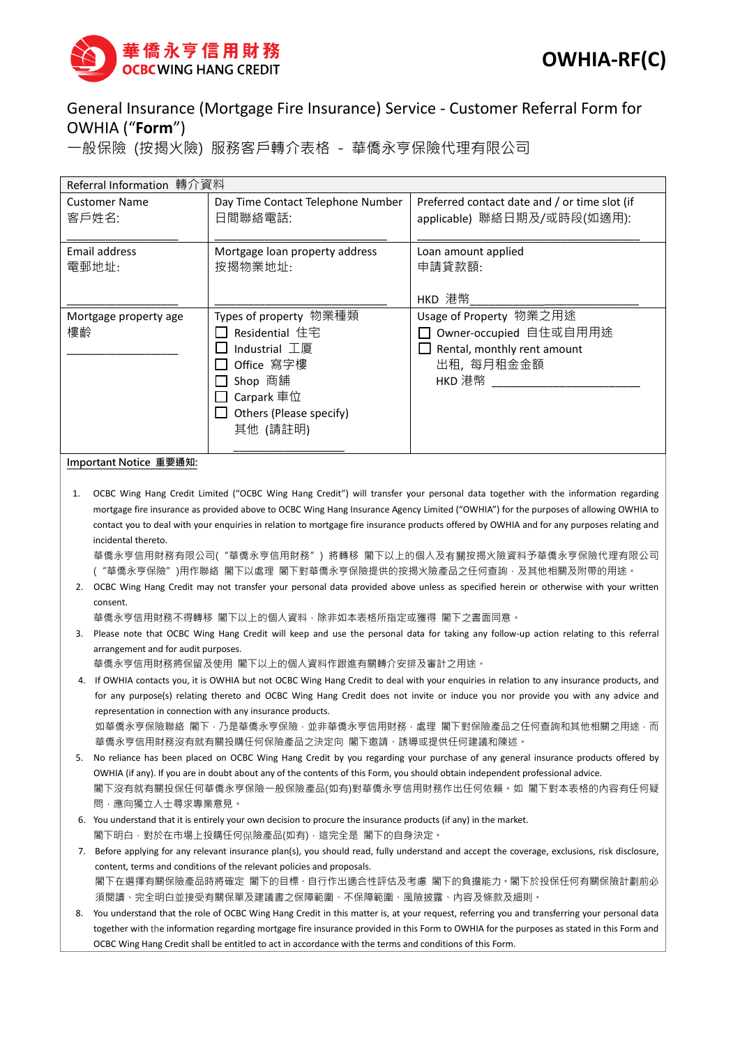華僑永亨信用財務
OCBC WING HANG CREDIT

**OWHIA-RF(C)**

# General Insurance (Mortgage Fire Insurance) Service - Customer Referral Form for OWHIA ("**Form**")

一般保險 (按揭火險) 服務客戶轉介表格 - 華僑永亨保險代理有限公司

| Referral Information 轉介資料 | | |
|---|---|---|
| Customer Name<br>客戶姓名:<br>________________ | Day Time Contact Telephone Number<br>日間聯絡電話:<br>________________ | Preferred contact date and / or time slot (if applicable) 聯絡日期及/或時段(如適用):<br>________________ |
| Email address<br>電郵地址:<br>________________ | Mortgage loan property address<br>按揭物業地址:<br>________________ | Loan amount applied<br>申請貸款額:<br>HKD 港幣________________ |
| Mortgage property age<br>樓齡<br>________________ | Types of property 物業種類<br>☐ Residential 住宅<br>☐ Industrial 工廈<br>☐ Office 寫字樓<br>☐ Shop 商舖<br>☐ Carpark 車位<br>☐ Others (Please specify)<br>其他 (請註明)<br>________________ | Usage of Property 物業之用途<br>☐ Owner-occupied 自住或自用用途<br>☐ Rental, monthly rent amount<br>出租, 每月租金金額<br>HKD 港幣 ________________ |

**Important Notice 重要通知:**

1. OCBC Wing Hang Credit Limited ("OCBC Wing Hang Credit") will transfer your personal data together with the information regarding mortgage fire insurance as provided above to OCBC Wing Hang Insurance Agency Limited ("OWHIA") for the purposes of allowing OWHIA to contact you to deal with your enquiries in relation to mortgage fire insurance products offered by OWHIA and for any purposes relating and incidental thereto.
   華僑永亨信用財務有限公司("華僑永亨信用財務") 將轉移 閣下以上的個人及有關按揭火險資料予華僑永亨保險代理有限公司("華僑永亨保險")用作聯絡 閣下以處理 閣下對華僑永亨保險提供的按揭火險產品之任何查詢，及其他相關及附帶的用途。
2. OCBC Wing Hang Credit may not transfer your personal data provided above unless as specified herein or otherwise with your written consent.
   華僑永亨信用財務不得轉移 閣下以上的個人資料，除非如本表格所指定或獲得 閣下之書面同意。
3. Please note that OCBC Wing Hang Credit will keep and use the personal data for taking any follow-up action relating to this referral arrangement and for audit purposes.
   華僑永亨信用財務將保留及使用 閣下以上的個人資料作跟進有關轉介安排及審計之用途。
4. If OWHIA contacts you, it is OWHIA but not OCBC Wing Hang Credit to deal with your enquiries in relation to any insurance products, and for any purpose(s) relating thereto and OCBC Wing Hang Credit does not invite or induce you nor provide you with any advice and representation in connection with any insurance products.
   如華僑永亨保險聯絡 閣下，乃是華僑永亨保險，並非華僑永亨信用財務，處理 閣下對保險產品之任何查詢和其他相關之用途，而華僑永亨信用財務沒有就有關投購任何保險產品之決定向 閣下邀請、誘導或提供任何建議和陳述。
5. No reliance has been placed on OCBC Wing Hang Credit by you regarding your purchase of any general insurance products offered by OWHIA (if any). If you are in doubt about any of the contents of this Form, you should obtain independent professional advice.
   閣下沒有就有關投保任何華僑永亨保險一般保險產品(如有)對華僑永亨信用財務作出任何依賴。如 閣下對本表格的內容有任何疑問，應向獨立人士尋求專業意見。
6. You understand that it is entirely your own decision to procure the insurance products (if any) in the market.
   閣下明白，對於在市場上投購任何保險產品(如有)，這完全是 閣下的自身決定。
7. Before applying for any relevant insurance plan(s), you should read, fully understand and accept the coverage, exclusions, risk disclosure, content, terms and conditions of the relevant policies and proposals.
   閣下在選擇有關保險產品時將確定 閣下的目標、自行作出適合性評估及考慮 閣下的負擔能力。閣下於投保任何有關保險計劃前必須閱讀、完全明白並接受有關保單及建議書之保障範圍、不保障範圍、風險披露、內容及條款及細則。
8. You understand that the role of OCBC Wing Hang Credit in this matter is, at your request, referring you and transferring your personal data together with the information regarding mortgage fire insurance provided in this Form to OWHIA for the purposes as stated in this Form and OCBC Wing Hang Credit shall be entitled to act in accordance with the terms and conditions of this Form.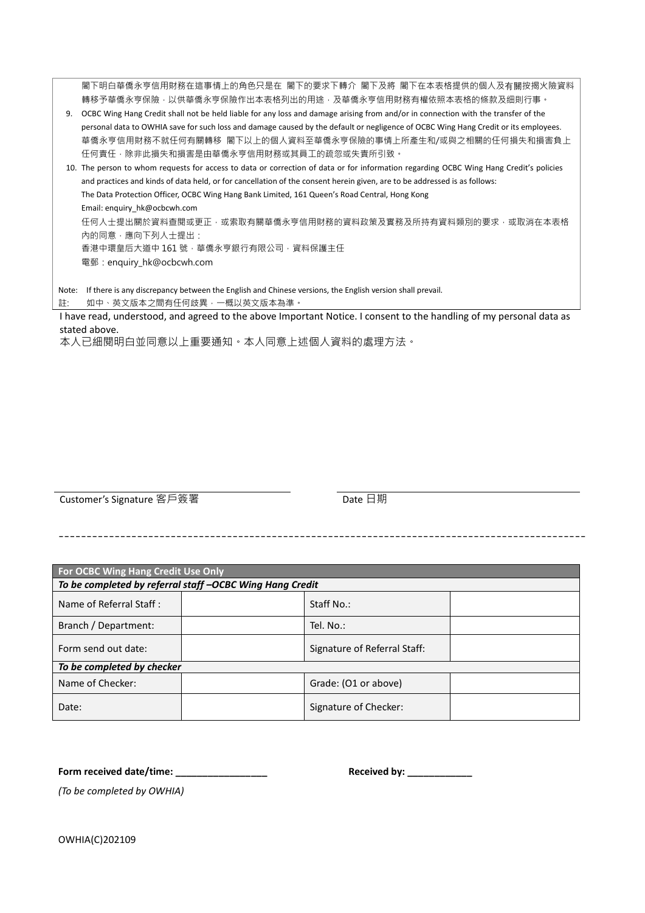閣下明白華僑永亨信用財務在這事情上的角色只是在 閣下的要求下轉介 閣下及將 閣下在本表格提供的個人及有關按揭火險資料轉移予華僑永亨保險，以供華僑永亨保險作出本表格列出的用途，及華僑永亨信用財務有權依照本表格的條款及細則行事。

9. OCBC Wing Hang Credit shall not be held liable for any loss and damage arising from and/or in connection with the transfer of the personal data to OWHIA save for such loss and damage caused by the default or negligence of OCBC Wing Hang Credit or its employees.
   華僑永亨信用財務不就任何有關轉移 閣下以上的個人資料至華僑永亨保險的事情上所產生和/或與之相關的任何損失和損害負上任何責任，除非此損失和損害是由華僑永亨信用財務或其員工的疏忽或失責所引致。
10. The person to whom requests for access to data or correction of data or for information regarding OCBC Wing Hang Credit's policies and practices and kinds of data held, or for cancellation of the consent herein given, are to be addressed is as follows:
    The Data Protection Officer, OCBC Wing Hang Bank Limited, 161 Queen's Road Central, Hong Kong
    Email: enquiry_hk@ocbcwh.com
    任何人士提出關於資料查閱或更正，或索取有關華僑永亨信用財務的資料政策及實務及所持有資料類別的要求，或取消在本表格內的同意，應向下列人士提出：
    香港中環皇后大道中 161 號，華僑永亨銀行有限公司，資料保護主任
    電郵：enquiry_hk@ocbcwh.com

Note: If there is any discrepancy between the English and Chinese versions, the English version shall prevail.
註: 如中、英文版本之間有任何歧異，一概以英文版本為準。

I have read, understood, and agreed to the above Important Notice. I consent to the handling of my personal data as stated above.
本人已細閱明白並同意以上重要通知。本人同意上述個人資料的處理方法。

Customer's Signature 客戶簽署 ____________________ Date 日期 ____________________

---

| For OCBC Wing Hang Credit Use Only | | | |
|---|---|---|---|
| ***To be completed by referral staff –OCBC Wing Hang Credit*** | | | |
| Name of Referral Staff : | | Staff No.: | |
| Branch / Department: | | Tel. No.: | |
| Form send out date: | | Signature of Referral Staff: | |
| ***To be completed by checker*** | | | |
| Name of Checker: | | Grade: (O1 or above) | |
| Date: | | Signature of Checker: | |

**Form received date/time: _________________** **Received by: ____________**

*(To be completed by OWHIA)*

OWHIA(C)202109